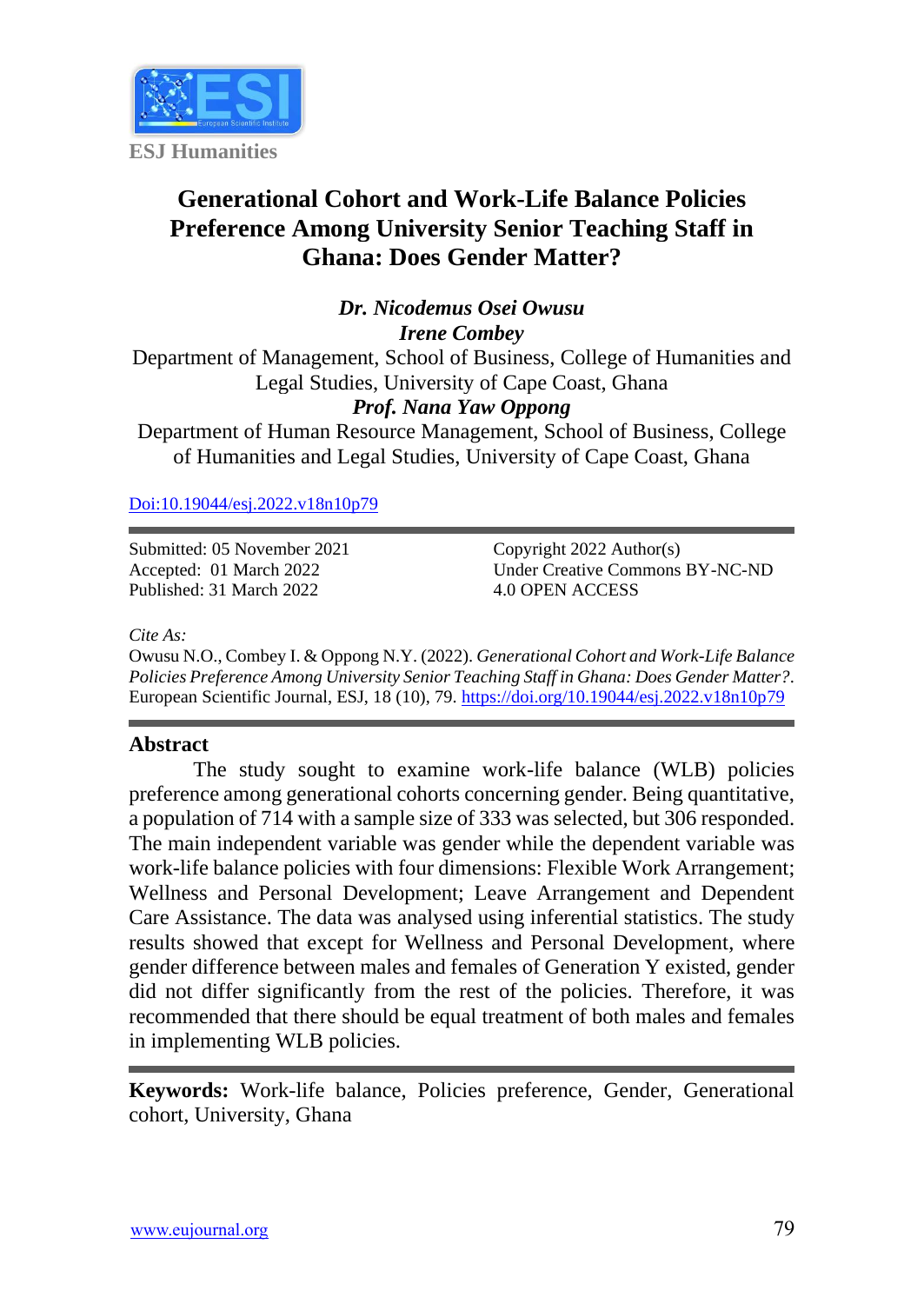ESJ Humanities

# Generational Cohort and Work-Life Balance Policies Preference Among University Senior Teaching Staff in Ghana: Does Gender Matter?

***Dr. Nicodemus Osei Owusu***
***Irene Combey***
Department of Management, School of Business, College of Humanities and Legal Studies, University of Cape Coast, Ghana
***Prof. Nana Yaw Oppong***
Department of Human Resource Management, School of Business, College of Humanities and Legal Studies, University of Cape Coast, Ghana

[Doi:10.19044/esj.2022.v18n10p79](https://doi.org/10.19044/esj.2022.v18n10p79)

Submitted: 05 November 2021
Accepted: 01 March 2022
Published: 31 March 2022

Copyright 2022 Author(s)
Under Creative Commons BY-NC-ND
4.0 OPEN ACCESS

*Cite As:*
Owusu N.O., Combey I. & Oppong N.Y. (2022). *Generational Cohort and Work-Life Balance Policies Preference Among University Senior Teaching Staff in Ghana: Does Gender Matter?*. European Scientific Journal, ESJ, 18 (10), 79. https://doi.org/10.19044/esj.2022.v18n10p79

## Abstract

The study sought to examine work-life balance (WLB) policies preference among generational cohorts concerning gender. Being quantitative, a population of 714 with a sample size of 333 was selected, but 306 responded. The main independent variable was gender while the dependent variable was work-life balance policies with four dimensions: Flexible Work Arrangement; Wellness and Personal Development; Leave Arrangement and Dependent Care Assistance. The data was analysed using inferential statistics. The study results showed that except for Wellness and Personal Development, where gender difference between males and females of Generation Y existed, gender did not differ significantly from the rest of the policies. Therefore, it was recommended that there should be equal treatment of both males and females in implementing WLB policies.

**Keywords:** Work-life balance, Policies preference, Gender, Generational cohort, University, Ghana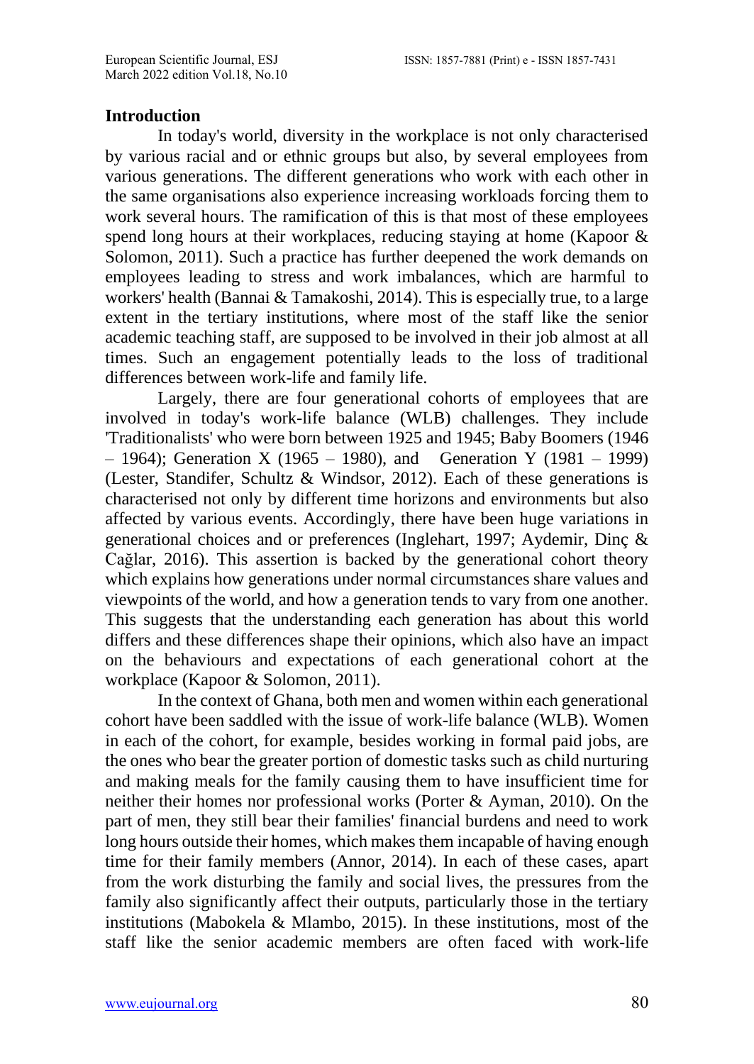## Introduction

In today's world, diversity in the workplace is not only characterised by various racial and or ethnic groups but also, by several employees from various generations. The different generations who work with each other in the same organisations also experience increasing workloads forcing them to work several hours. The ramification of this is that most of these employees spend long hours at their workplaces, reducing staying at home (Kapoor & Solomon, 2011). Such a practice has further deepened the work demands on employees leading to stress and work imbalances, which are harmful to workers' health (Bannai & Tamakoshi, 2014). This is especially true, to a large extent in the tertiary institutions, where most of the staff like the senior academic teaching staff, are supposed to be involved in their job almost at all times. Such an engagement potentially leads to the loss of traditional differences between work-life and family life.

Largely, there are four generational cohorts of employees that are involved in today's work-life balance (WLB) challenges. They include 'Traditionalists' who were born between 1925 and 1945; Baby Boomers (1946 – 1964); Generation X (1965 – 1980), and Generation Y (1981 – 1999) (Lester, Standifer, Schultz & Windsor, 2012). Each of these generations is characterised not only by different time horizons and environments but also affected by various events. Accordingly, there have been huge variations in generational choices and or preferences (Inglehart, 1997; Aydemir, Dinç & Cağlar, 2016). This assertion is backed by the generational cohort theory which explains how generations under normal circumstances share values and viewpoints of the world, and how a generation tends to vary from one another. This suggests that the understanding each generation has about this world differs and these differences shape their opinions, which also have an impact on the behaviours and expectations of each generational cohort at the workplace (Kapoor & Solomon, 2011).

In the context of Ghana, both men and women within each generational cohort have been saddled with the issue of work-life balance (WLB). Women in each of the cohort, for example, besides working in formal paid jobs, are the ones who bear the greater portion of domestic tasks such as child nurturing and making meals for the family causing them to have insufficient time for neither their homes nor professional works (Porter & Ayman, 2010). On the part of men, they still bear their families' financial burdens and need to work long hours outside their homes, which makes them incapable of having enough time for their family members (Annor, 2014). In each of these cases, apart from the work disturbing the family and social lives, the pressures from the family also significantly affect their outputs, particularly those in the tertiary institutions (Mabokela & Mlambo, 2015). In these institutions, most of the staff like the senior academic members are often faced with work-life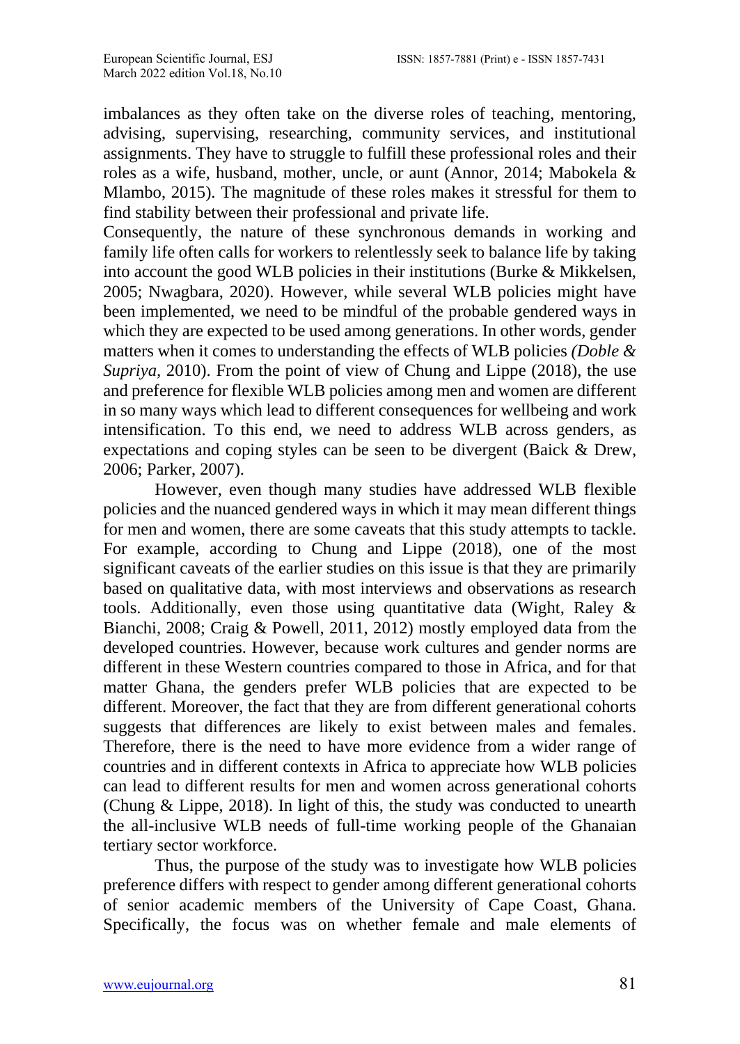imbalances as they often take on the diverse roles of teaching, mentoring, advising, supervising, researching, community services, and institutional assignments. They have to struggle to fulfill these professional roles and their roles as a wife, husband, mother, uncle, or aunt (Annor, 2014; Mabokela & Mlambo, 2015). The magnitude of these roles makes it stressful for them to find stability between their professional and private life.

Consequently, the nature of these synchronous demands in working and family life often calls for workers to relentlessly seek to balance life by taking into account the good WLB policies in their institutions (Burke & Mikkelsen, 2005; Nwagbara, 2020). However, while several WLB policies might have been implemented, we need to be mindful of the probable gendered ways in which they are expected to be used among generations. In other words, gender matters when it comes to understanding the effects of WLB policies *(Doble & Supriya,* 2010). From the point of view of Chung and Lippe (2018), the use and preference for flexible WLB policies among men and women are different in so many ways which lead to different consequences for wellbeing and work intensification. To this end, we need to address WLB across genders, as expectations and coping styles can be seen to be divergent (Baick & Drew, 2006; Parker, 2007).

However, even though many studies have addressed WLB flexible policies and the nuanced gendered ways in which it may mean different things for men and women, there are some caveats that this study attempts to tackle. For example, according to Chung and Lippe (2018), one of the most significant caveats of the earlier studies on this issue is that they are primarily based on qualitative data, with most interviews and observations as research tools. Additionally, even those using quantitative data (Wight, Raley & Bianchi, 2008; Craig & Powell, 2011, 2012) mostly employed data from the developed countries. However, because work cultures and gender norms are different in these Western countries compared to those in Africa, and for that matter Ghana, the genders prefer WLB policies that are expected to be different. Moreover, the fact that they are from different generational cohorts suggests that differences are likely to exist between males and females. Therefore, there is the need to have more evidence from a wider range of countries and in different contexts in Africa to appreciate how WLB policies can lead to different results for men and women across generational cohorts (Chung & Lippe, 2018). In light of this, the study was conducted to unearth the all-inclusive WLB needs of full-time working people of the Ghanaian tertiary sector workforce.

Thus, the purpose of the study was to investigate how WLB policies preference differs with respect to gender among different generational cohorts of senior academic members of the University of Cape Coast, Ghana. Specifically, the focus was on whether female and male elements of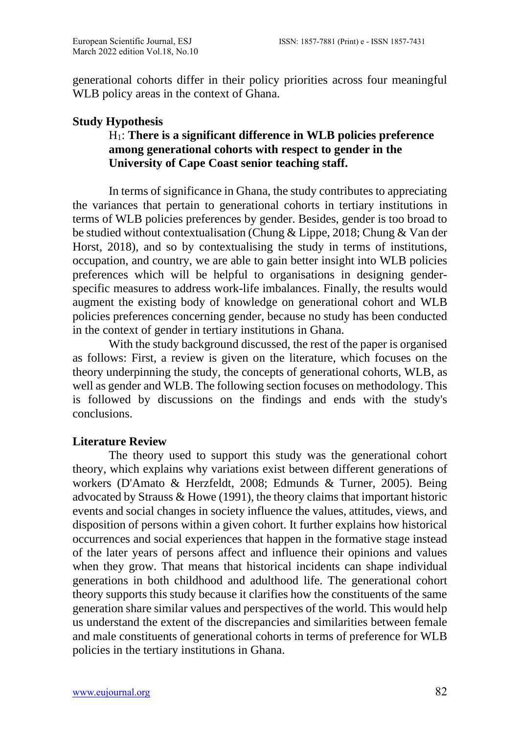generational cohorts differ in their policy priorities across four meaningful WLB policy areas in the context of Ghana.

**Study Hypothesis**

$H_1$: **There is a significant difference in WLB policies preference among generational cohorts with respect to gender in the University of Cape Coast senior teaching staff.**

In terms of significance in Ghana, the study contributes to appreciating the variances that pertain to generational cohorts in tertiary institutions in terms of WLB policies preferences by gender. Besides, gender is too broad to be studied without contextualisation (Chung & Lippe, 2018; Chung & Van der Horst, 2018), and so by contextualising the study in terms of institutions, occupation, and country, we are able to gain better insight into WLB policies preferences which will be helpful to organisations in designing gender-specific measures to address work-life imbalances. Finally, the results would augment the existing body of knowledge on generational cohort and WLB policies preferences concerning gender, because no study has been conducted in the context of gender in tertiary institutions in Ghana.

With the study background discussed, the rest of the paper is organised as follows: First, a review is given on the literature, which focuses on the theory underpinning the study, the concepts of generational cohorts, WLB, as well as gender and WLB. The following section focuses on methodology. This is followed by discussions on the findings and ends with the study's conclusions.

**Literature Review**

The theory used to support this study was the generational cohort theory, which explains why variations exist between different generations of workers (D'Amato & Herzfeldt, 2008; Edmunds & Turner, 2005). Being advocated by Strauss & Howe (1991), the theory claims that important historic events and social changes in society influence the values, attitudes, views, and disposition of persons within a given cohort. It further explains how historical occurrences and social experiences that happen in the formative stage instead of the later years of persons affect and influence their opinions and values when they grow. That means that historical incidents can shape individual generations in both childhood and adulthood life. The generational cohort theory supports this study because it clarifies how the constituents of the same generation share similar values and perspectives of the world. This would help us understand the extent of the discrepancies and similarities between female and male constituents of generational cohorts in terms of preference for WLB policies in the tertiary institutions in Ghana.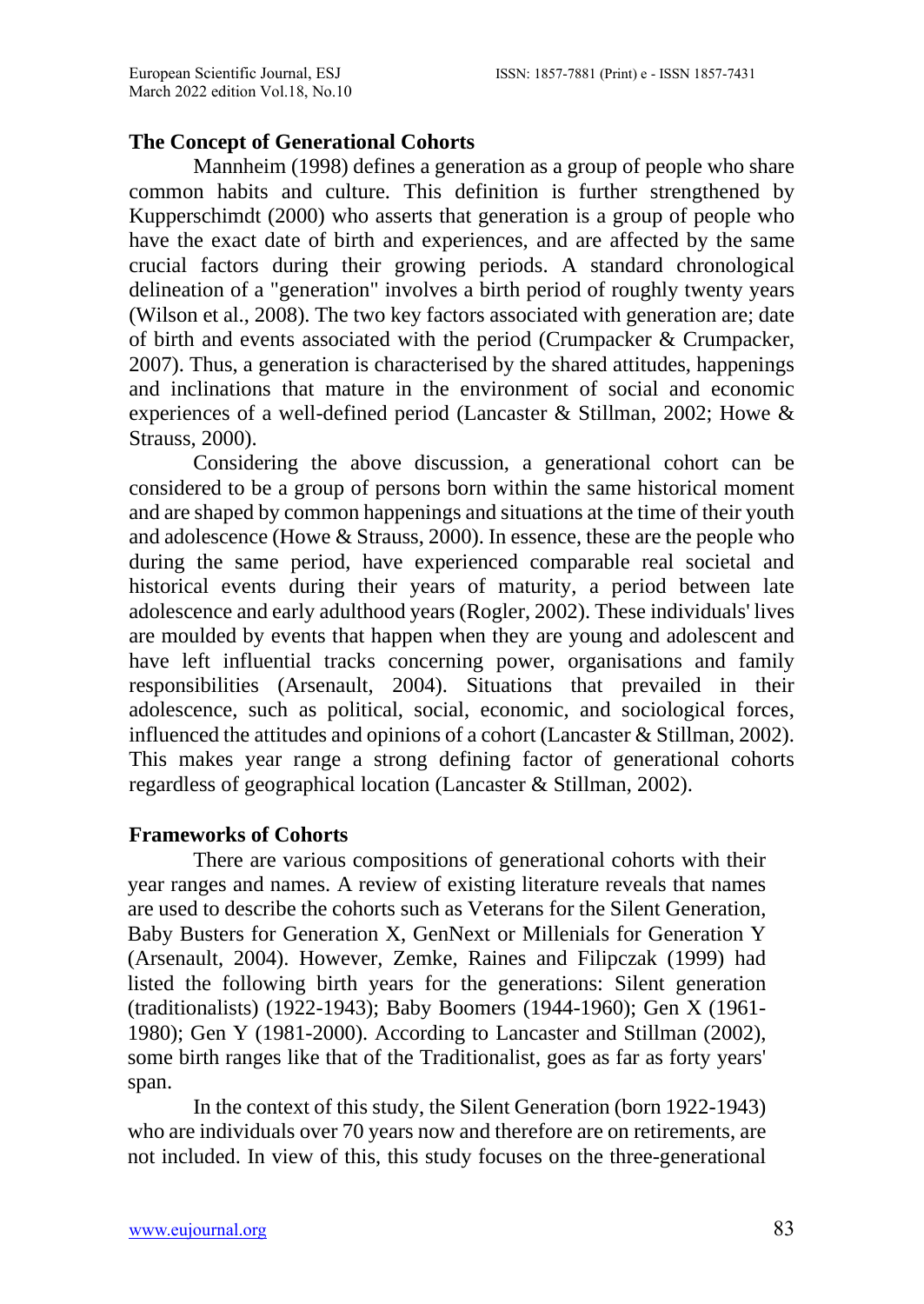## The Concept of Generational Cohorts

Mannheim (1998) defines a generation as a group of people who share common habits and culture. This definition is further strengthened by Kupperschimdt (2000) who asserts that generation is a group of people who have the exact date of birth and experiences, and are affected by the same crucial factors during their growing periods. A standard chronological delineation of a "generation" involves a birth period of roughly twenty years (Wilson et al., 2008). The two key factors associated with generation are; date of birth and events associated with the period (Crumpacker & Crumpacker, 2007). Thus, a generation is characterised by the shared attitudes, happenings and inclinations that mature in the environment of social and economic experiences of a well-defined period (Lancaster & Stillman, 2002; Howe & Strauss, 2000).

Considering the above discussion, a generational cohort can be considered to be a group of persons born within the same historical moment and are shaped by common happenings and situations at the time of their youth and adolescence (Howe & Strauss, 2000). In essence, these are the people who during the same period, have experienced comparable real societal and historical events during their years of maturity, a period between late adolescence and early adulthood years (Rogler, 2002). These individuals' lives are moulded by events that happen when they are young and adolescent and have left influential tracks concerning power, organisations and family responsibilities (Arsenault, 2004). Situations that prevailed in their adolescence, such as political, social, economic, and sociological forces, influenced the attitudes and opinions of a cohort (Lancaster & Stillman, 2002). This makes year range a strong defining factor of generational cohorts regardless of geographical location (Lancaster & Stillman, 2002).

## Frameworks of Cohorts

There are various compositions of generational cohorts with their year ranges and names. A review of existing literature reveals that names are used to describe the cohorts such as Veterans for the Silent Generation, Baby Busters for Generation X, GenNext or Millenials for Generation Y (Arsenault, 2004). However, Zemke, Raines and Filipczak (1999) had listed the following birth years for the generations: Silent generation (traditionalists) (1922-1943); Baby Boomers (1944-1960); Gen X (1961-1980); Gen Y (1981-2000). According to Lancaster and Stillman (2002), some birth ranges like that of the Traditionalist, goes as far as forty years' span.

In the context of this study, the Silent Generation (born 1922-1943) who are individuals over 70 years now and therefore are on retirements, are not included. In view of this, this study focuses on the three-generational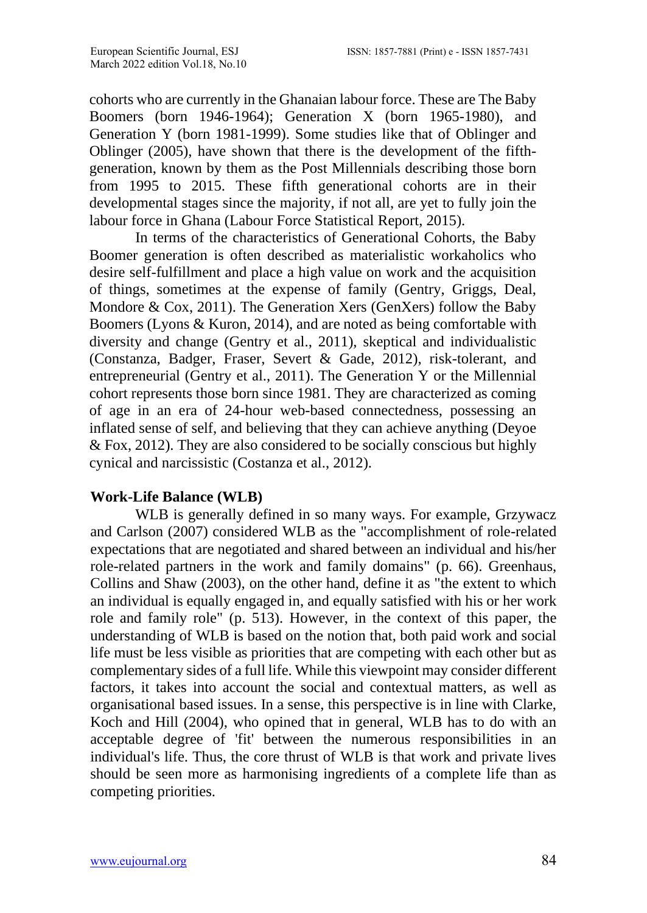cohorts who are currently in the Ghanaian labour force. These are The Baby Boomers (born 1946-1964); Generation X (born 1965-1980), and Generation Y (born 1981-1999). Some studies like that of Oblinger and Oblinger (2005), have shown that there is the development of the fifth-generation, known by them as the Post Millennials describing those born from 1995 to 2015. These fifth generational cohorts are in their developmental stages since the majority, if not all, are yet to fully join the labour force in Ghana (Labour Force Statistical Report, 2015).

In terms of the characteristics of Generational Cohorts, the Baby Boomer generation is often described as materialistic workaholics who desire self-fulfillment and place a high value on work and the acquisition of things, sometimes at the expense of family (Gentry, Griggs, Deal, Mondore & Cox, 2011). The Generation Xers (GenXers) follow the Baby Boomers (Lyons & Kuron, 2014), and are noted as being comfortable with diversity and change (Gentry et al., 2011), skeptical and individualistic (Constanza, Badger, Fraser, Severt & Gade, 2012), risk-tolerant, and entrepreneurial (Gentry et al., 2011). The Generation Y or the Millennial cohort represents those born since 1981. They are characterized as coming of age in an era of 24-hour web-based connectedness, possessing an inflated sense of self, and believing that they can achieve anything (Deyoe & Fox, 2012). They are also considered to be socially conscious but highly cynical and narcissistic (Costanza et al., 2012).

**Work-Life Balance (WLB)**

WLB is generally defined in so many ways. For example, Grzywacz and Carlson (2007) considered WLB as the "accomplishment of role-related expectations that are negotiated and shared between an individual and his/her role-related partners in the work and family domains" (p. 66). Greenhaus, Collins and Shaw (2003), on the other hand, define it as "the extent to which an individual is equally engaged in, and equally satisfied with his or her work role and family role" (p. 513). However, in the context of this paper, the understanding of WLB is based on the notion that, both paid work and social life must be less visible as priorities that are competing with each other but as complementary sides of a full life. While this viewpoint may consider different factors, it takes into account the social and contextual matters, as well as organisational based issues. In a sense, this perspective is in line with Clarke, Koch and Hill (2004), who opined that in general, WLB has to do with an acceptable degree of 'fit' between the numerous responsibilities in an individual's life. Thus, the core thrust of WLB is that work and private lives should be seen more as harmonising ingredients of a complete life than as competing priorities.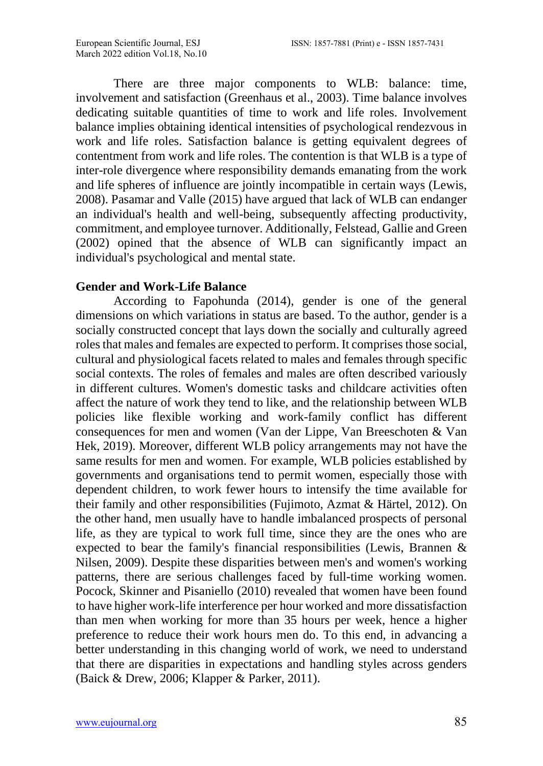There are three major components to WLB: balance: time, involvement and satisfaction (Greenhaus et al., 2003). Time balance involves dedicating suitable quantities of time to work and life roles. Involvement balance implies obtaining identical intensities of psychological rendezvous in work and life roles. Satisfaction balance is getting equivalent degrees of contentment from work and life roles. The contention is that WLB is a type of inter-role divergence where responsibility demands emanating from the work and life spheres of influence are jointly incompatible in certain ways (Lewis, 2008). Pasamar and Valle (2015) have argued that lack of WLB can endanger an individual's health and well-being, subsequently affecting productivity, commitment, and employee turnover. Additionally, Felstead, Gallie and Green (2002) opined that the absence of WLB can significantly impact an individual's psychological and mental state.

### Gender and Work-Life Balance

According to Fapohunda (2014), gender is one of the general dimensions on which variations in status are based. To the author, gender is a socially constructed concept that lays down the socially and culturally agreed roles that males and females are expected to perform. It comprises those social, cultural and physiological facets related to males and females through specific social contexts. The roles of females and males are often described variously in different cultures. Women's domestic tasks and childcare activities often affect the nature of work they tend to like, and the relationship between WLB policies like flexible working and work-family conflict has different consequences for men and women (Van der Lippe, Van Breeschoten & Van Hek, 2019). Moreover, different WLB policy arrangements may not have the same results for men and women. For example, WLB policies established by governments and organisations tend to permit women, especially those with dependent children, to work fewer hours to intensify the time available for their family and other responsibilities (Fujimoto, Azmat & Härtel, 2012). On the other hand, men usually have to handle imbalanced prospects of personal life, as they are typical to work full time, since they are the ones who are expected to bear the family's financial responsibilities (Lewis, Brannen & Nilsen, 2009). Despite these disparities between men's and women's working patterns, there are serious challenges faced by full-time working women. Pocock, Skinner and Pisaniello (2010) revealed that women have been found to have higher work-life interference per hour worked and more dissatisfaction than men when working for more than 35 hours per week, hence a higher preference to reduce their work hours men do. To this end, in advancing a better understanding in this changing world of work, we need to understand that there are disparities in expectations and handling styles across genders (Baick & Drew, 2006; Klapper & Parker, 2011).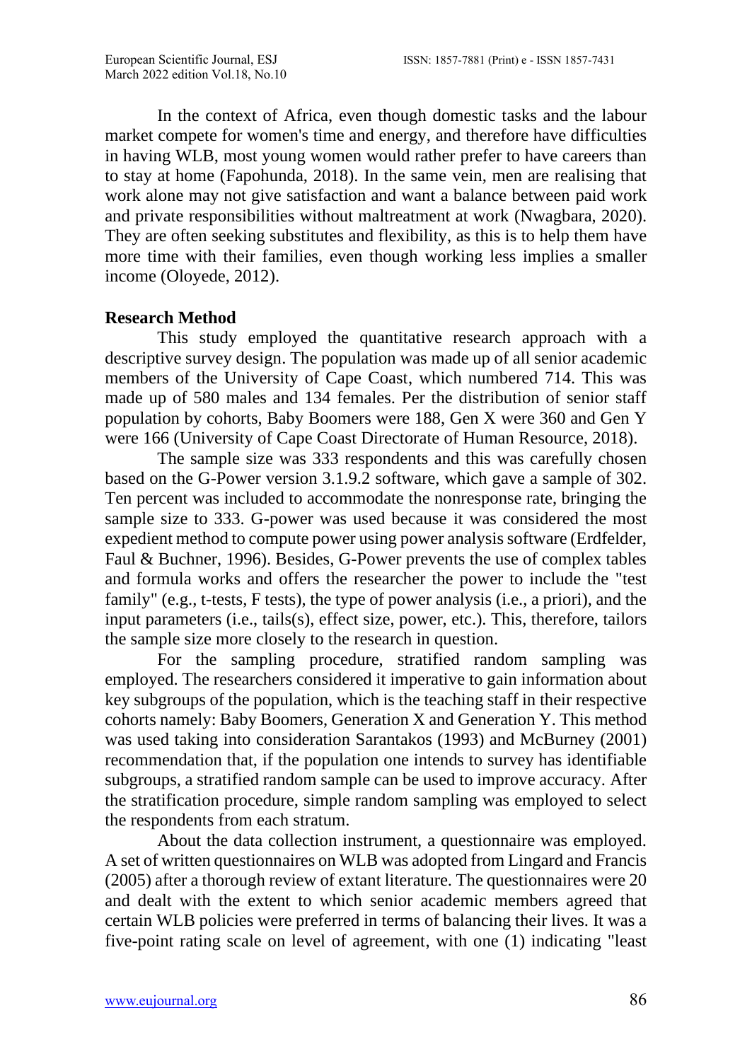In the context of Africa, even though domestic tasks and the labour market compete for women's time and energy, and therefore have difficulties in having WLB, most young women would rather prefer to have careers than to stay at home (Fapohunda, 2018). In the same vein, men are realising that work alone may not give satisfaction and want a balance between paid work and private responsibilities without maltreatment at work (Nwagbara, 2020). They are often seeking substitutes and flexibility, as this is to help them have more time with their families, even though working less implies a smaller income (Oloyede, 2012).

## Research Method

This study employed the quantitative research approach with a descriptive survey design. The population was made up of all senior academic members of the University of Cape Coast, which numbered 714. This was made up of 580 males and 134 females. Per the distribution of senior staff population by cohorts, Baby Boomers were 188, Gen X were 360 and Gen Y were 166 (University of Cape Coast Directorate of Human Resource, 2018).

The sample size was 333 respondents and this was carefully chosen based on the G-Power version 3.1.9.2 software, which gave a sample of 302. Ten percent was included to accommodate the nonresponse rate, bringing the sample size to 333. G-power was used because it was considered the most expedient method to compute power using power analysis software (Erdfelder, Faul & Buchner, 1996). Besides, G-Power prevents the use of complex tables and formula works and offers the researcher the power to include the "test family" (e.g., t-tests, F tests), the type of power analysis (i.e., a priori), and the input parameters (i.e., tails(s), effect size, power, etc.). This, therefore, tailors the sample size more closely to the research in question.

For the sampling procedure, stratified random sampling was employed. The researchers considered it imperative to gain information about key subgroups of the population, which is the teaching staff in their respective cohorts namely: Baby Boomers, Generation X and Generation Y. This method was used taking into consideration Sarantakos (1993) and McBurney (2001) recommendation that, if the population one intends to survey has identifiable subgroups, a stratified random sample can be used to improve accuracy. After the stratification procedure, simple random sampling was employed to select the respondents from each stratum.

About the data collection instrument, a questionnaire was employed. A set of written questionnaires on WLB was adopted from Lingard and Francis (2005) after a thorough review of extant literature. The questionnaires were 20 and dealt with the extent to which senior academic members agreed that certain WLB policies were preferred in terms of balancing their lives. It was a five-point rating scale on level of agreement, with one (1) indicating "least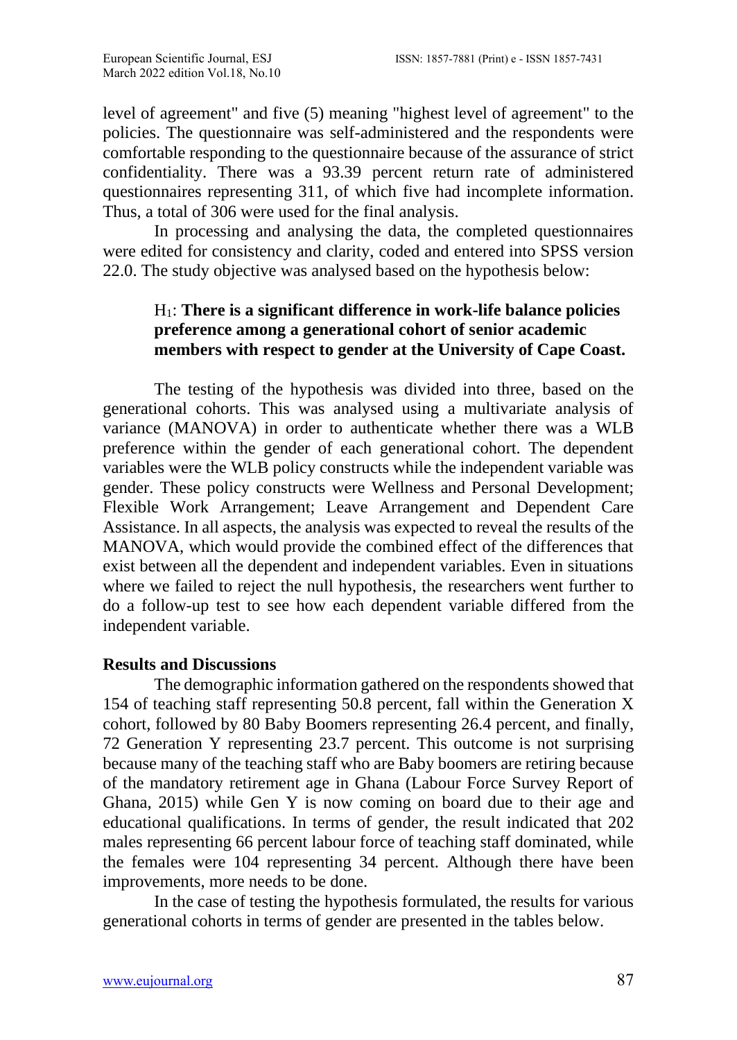level of agreement" and five (5) meaning "highest level of agreement" to the policies. The questionnaire was self-administered and the respondents were comfortable responding to the questionnaire because of the assurance of strict confidentiality. There was a 93.39 percent return rate of administered questionnaires representing 311, of which five had incomplete information. Thus, a total of 306 were used for the final analysis.

In processing and analysing the data, the completed questionnaires were edited for consistency and clarity, coded and entered into SPSS version 22.0. The study objective was analysed based on the hypothesis below:

> $H_1$: **There is a significant difference in work-life balance policies preference among a generational cohort of senior academic members with respect to gender at the University of Cape Coast.**

The testing of the hypothesis was divided into three, based on the generational cohorts. This was analysed using a multivariate analysis of variance (MANOVA) in order to authenticate whether there was a WLB preference within the gender of each generational cohort. The dependent variables were the WLB policy constructs while the independent variable was gender. These policy constructs were Wellness and Personal Development; Flexible Work Arrangement; Leave Arrangement and Dependent Care Assistance. In all aspects, the analysis was expected to reveal the results of the MANOVA, which would provide the combined effect of the differences that exist between all the dependent and independent variables. Even in situations where we failed to reject the null hypothesis, the researchers went further to do a follow-up test to see how each dependent variable differed from the independent variable.

## Results and Discussions

The demographic information gathered on the respondents showed that 154 of teaching staff representing 50.8 percent, fall within the Generation X cohort, followed by 80 Baby Boomers representing 26.4 percent, and finally, 72 Generation Y representing 23.7 percent. This outcome is not surprising because many of the teaching staff who are Baby boomers are retiring because of the mandatory retirement age in Ghana (Labour Force Survey Report of Ghana, 2015) while Gen Y is now coming on board due to their age and educational qualifications. In terms of gender, the result indicated that 202 males representing 66 percent labour force of teaching staff dominated, while the females were 104 representing 34 percent. Although there have been improvements, more needs to be done.

In the case of testing the hypothesis formulated, the results for various generational cohorts in terms of gender are presented in the tables below.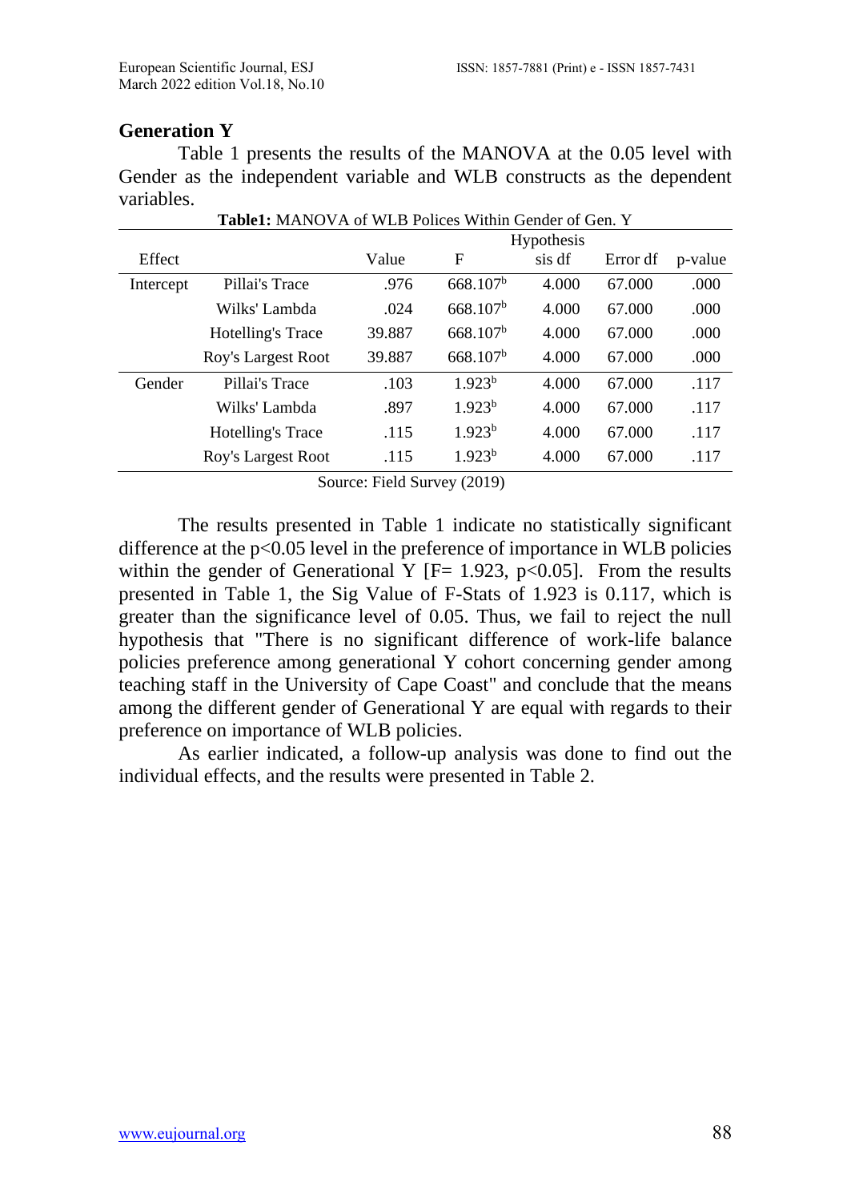### Generation Y

Table 1 presents the results of the MANOVA at the 0.05 level with Gender as the independent variable and WLB constructs as the dependent variables.

**Table1:** MANOVA of WLB Polices Within Gender of Gen. Y

| Effect | | Value | F | Hypothesis df | Error df | p-value |
|---|---|---|---|---|---|---|
| Intercept | Pillai's Trace | .976 | 668.107[b] | 4.000 | 67.000 | .000 |
| | Wilks' Lambda | .024 | 668.107[b] | 4.000 | 67.000 | .000 |
| | Hotelling's Trace | 39.887 | 668.107[b] | 4.000 | 67.000 | .000 |
| | Roy's Largest Root | 39.887 | 668.107[b] | 4.000 | 67.000 | .000 |
| Gender | Pillai's Trace | .103 | 1.923[b] | 4.000 | 67.000 | .117 |
| | Wilks' Lambda | .897 | 1.923[b] | 4.000 | 67.000 | .117 |
| | Hotelling's Trace | .115 | 1.923[b] | 4.000 | 67.000 | .117 |
| | Roy's Largest Root | .115 | 1.923[b] | 4.000 | 67.000 | .117 |

Source: Field Survey (2019)

The results presented in Table 1 indicate no statistically significant difference at the $p<0.05$ level in the preference of importance in WLB policies within the gender of Generational Y [$F= 1.923$, $p<0.05$]. From the results presented in Table 1, the Sig Value of F-Stats of 1.923 is 0.117, which is greater than the significance level of 0.05. Thus, we fail to reject the null hypothesis that "There is no significant difference of work-life balance policies preference among generational Y cohort concerning gender among teaching staff in the University of Cape Coast" and conclude that the means among the different gender of Generational Y are equal with regards to their preference on importance of WLB policies.

As earlier indicated, a follow-up analysis was done to find out the individual effects, and the results were presented in Table 2.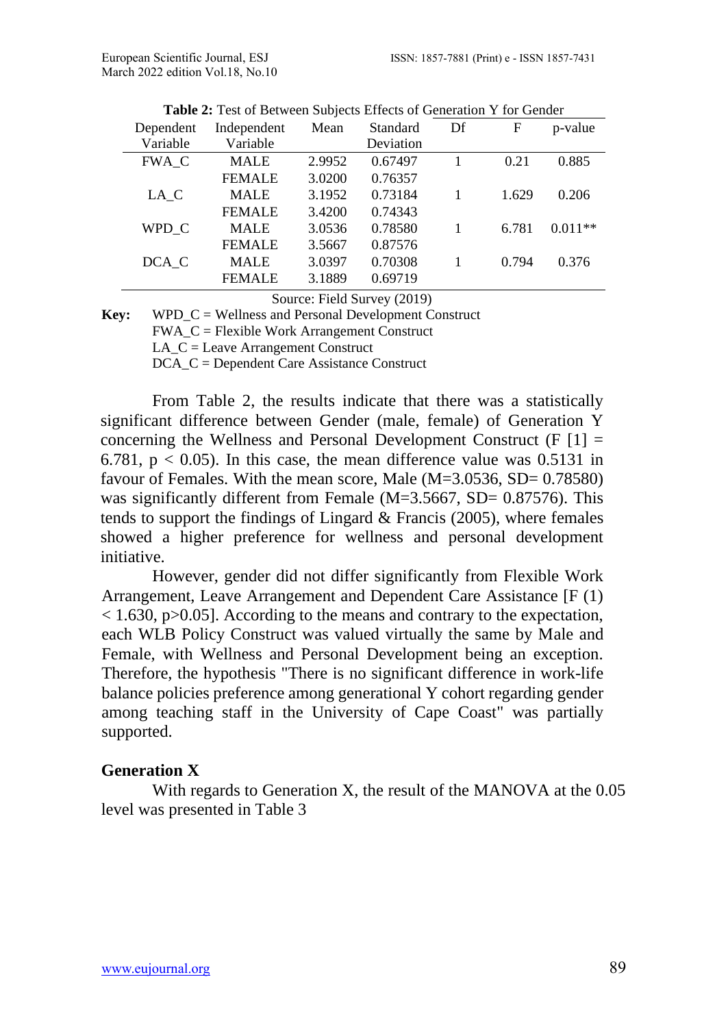**Table 2:** Test of Between Subjects Effects of Generation Y for Gender

| Dependent Variable | Independent Variable | Mean | Standard Deviation | Df | F | p-value |
|---|---|---|---|---|---|---|
| FWA_C | MALE | 2.9952 | 0.67497 | 1 | 0.21 | 0.885 |
| | FEMALE | 3.0200 | 0.76357 | | | |
| LA_C | MALE | 3.1952 | 0.73184 | 1 | 1.629 | 0.206 |
| | FEMALE | 3.4200 | 0.74343 | | | |
| WPD_C | MALE | 3.0536 | 0.78580 | 1 | 6.781 | 0.011** |
| | FEMALE | 3.5667 | 0.87576 | | | |
| DCA_C | MALE | 3.0397 | 0.70308 | 1 | 0.794 | 0.376 |
| | FEMALE | 3.1889 | 0.69719 | | | |

Source: Field Survey (2019)

**Key:** WPD_C = Wellness and Personal Development Construct
FWA_C = Flexible Work Arrangement Construct
LA_C = Leave Arrangement Construct
DCA_C = Dependent Care Assistance Construct

From Table 2, the results indicate that there was a statistically significant difference between Gender (male, female) of Generation Y concerning the Wellness and Personal Development Construct ($F [1] = 6.781$, $p < 0.05$). In this case, the mean difference value was 0.5131 in favour of Females. With the mean score, Male (M=3.0536, SD= 0.78580) was significantly different from Female (M=3.5667, SD= 0.87576). This tends to support the findings of Lingard & Francis (2005), where females showed a higher preference for wellness and personal development initiative.

However, gender did not differ significantly from Flexible Work Arrangement, Leave Arrangement and Dependent Care Assistance [$F (1) < 1.630$, $p>0.05$]. According to the means and contrary to the expectation, each WLB Policy Construct was valued virtually the same by Male and Female, with Wellness and Personal Development being an exception. Therefore, the hypothesis "There is no significant difference in work-life balance policies preference among generational Y cohort regarding gender among teaching staff in the University of Cape Coast" was partially supported.

**Generation X**

With regards to Generation X, the result of the MANOVA at the 0.05 level was presented in Table 3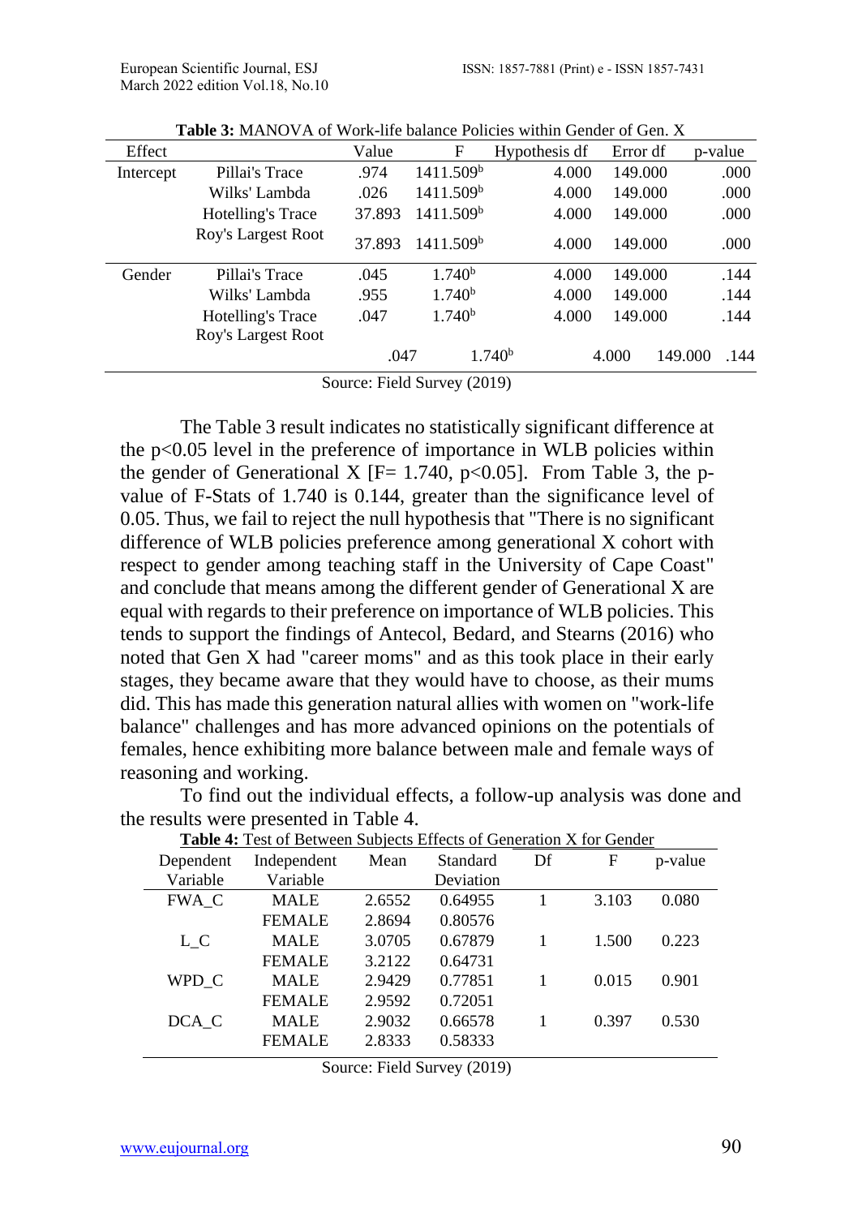**Table 3:** MANOVA of Work-life balance Policies within Gender of Gen. X

| Effect | | Value | F | Hypothesis df | Error df | p-value |
|---|---|---|---|---|---|---|
| Intercept | Pillai's Trace | .974 | 1411.509[b] | 4.000 | 149.000 | .000 |
| | Wilks' Lambda | .026 | 1411.509[b] | 4.000 | 149.000 | .000 |
| | Hotelling's Trace | 37.893 | 1411.509[b] | 4.000 | 149.000 | .000 |
| | Roy's Largest Root | 37.893 | 1411.509[b] | 4.000 | 149.000 | .000 |
| Gender | Pillai's Trace | .045 | 1.740[b] | 4.000 | 149.000 | .144 |
| | Wilks' Lambda | .955 | 1.740[b] | 4.000 | 149.000 | .144 |
| | Hotelling's Trace | .047 | 1.740[b] | 4.000 | 149.000 | .144 |
| | Roy's Largest Root | .047 | 1.740[b] | 4.000 | 149.000 | .144 |

Source: Field Survey (2019)

The Table 3 result indicates no statistically significant difference at the $p<0.05$ level in the preference of importance in WLB policies within the gender of Generational X [$F= 1.740$, $p<0.05$]. From Table 3, the p-value of F-Stats of 1.740 is 0.144, greater than the significance level of 0.05. Thus, we fail to reject the null hypothesis that "There is no significant difference of WLB policies preference among generational X cohort with respect to gender among teaching staff in the University of Cape Coast" and conclude that means among the different gender of Generational X are equal with regards to their preference on importance of WLB policies. This tends to support the findings of Antecol, Bedard, and Stearns (2016) who noted that Gen X had "career moms" and as this took place in their early stages, they became aware that they would have to choose, as their mums did. This has made this generation natural allies with women on "work-life balance" challenges and has more advanced opinions on the potentials of females, hence exhibiting more balance between male and female ways of reasoning and working.

To find out the individual effects, a follow-up analysis was done and the results were presented in Table 4.

**Table 4:** Test of Between Subjects Effects of Generation X for Gender

| Dependent Variable | Independent Variable | Mean | Standard Deviation | Df | F | p-value |
|---|---|---|---|---|---|---|
| FWA_C | MALE | 2.6552 | 0.64955 | 1 | 3.103 | 0.080 |
| | FEMALE | 2.8694 | 0.80576 | | | |
| L_C | MALE | 3.0705 | 0.67879 | 1 | 1.500 | 0.223 |
| | FEMALE | 3.2122 | 0.64731 | | | |
| WPD_C | MALE | 2.9429 | 0.77851 | 1 | 0.015 | 0.901 |
| | FEMALE | 2.9592 | 0.72051 | | | |
| DCA_C | MALE | 2.9032 | 0.66578 | 1 | 0.397 | 0.530 |
| | FEMALE | 2.8333 | 0.58333 | | | |

Source: Field Survey (2019)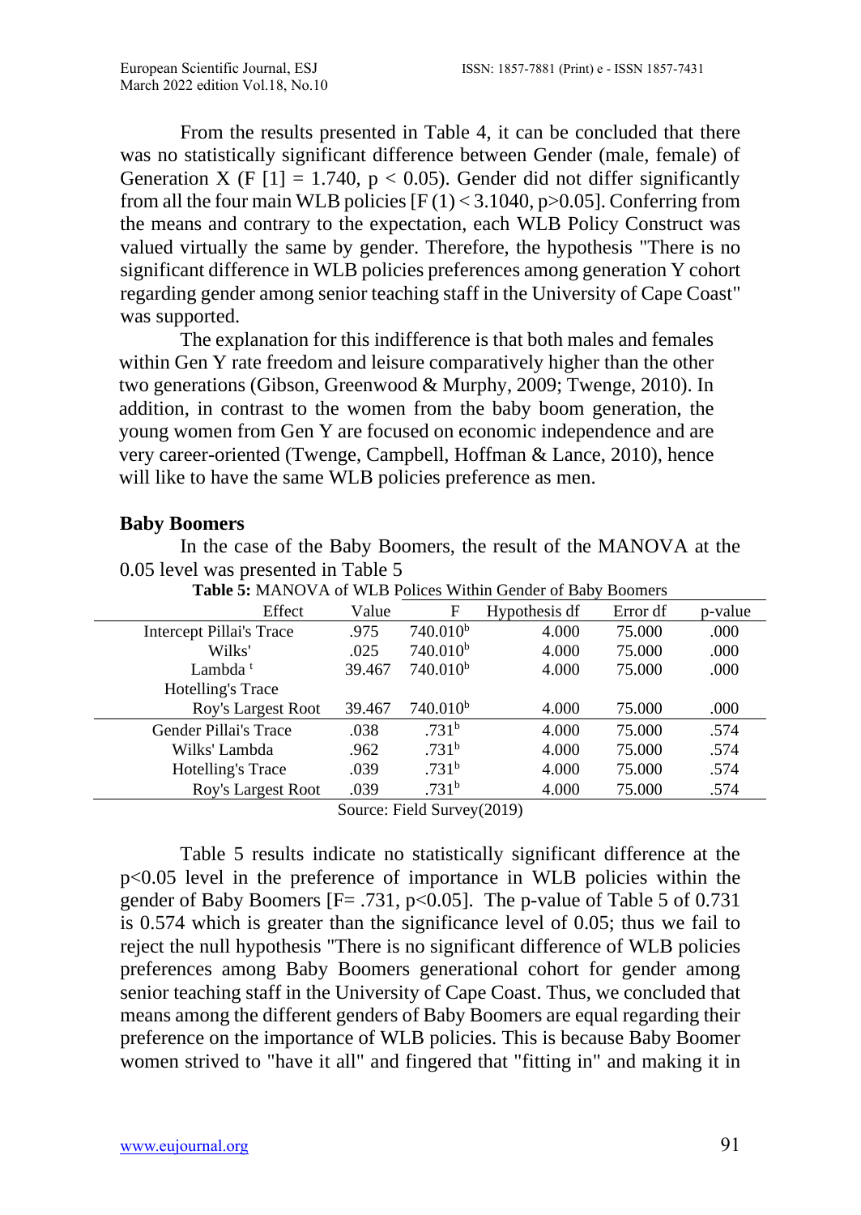From the results presented in Table 4, it can be concluded that there was no statistically significant difference between Gender (male, female) of Generation X ($F [1] = 1.740$, $p < 0.05$). Gender did not differ significantly from all the four main WLB policies [$F (1) < 3.1040$, $p>0.05$]. Conferring from the means and contrary to the expectation, each WLB Policy Construct was valued virtually the same by gender. Therefore, the hypothesis "There is no significant difference in WLB policies preferences among generation Y cohort regarding gender among senior teaching staff in the University of Cape Coast" was supported.

The explanation for this indifference is that both males and females within Gen Y rate freedom and leisure comparatively higher than the other two generations (Gibson, Greenwood & Murphy, 2009; Twenge, 2010). In addition, in contrast to the women from the baby boom generation, the young women from Gen Y are focused on economic independence and are very career-oriented (Twenge, Campbell, Hoffman & Lance, 2010), hence will like to have the same WLB policies preference as men.

**Baby Boomers**

In the case of the Baby Boomers, the result of the MANOVA at the 0.05 level was presented in Table 5

**Table 5:** MANOVA of WLB Polices Within Gender of Baby Boomers

| Effect | Value | F | Hypothesis df | Error df | p-value |
|---|---|---|---|---|---|
| Intercept Pillai's Trace | .975 | 740.010[b] | 4.000 | 75.000 | .000 |
| Wilks' | .025 | 740.010[b] | 4.000 | 75.000 | .000 |
| Lambda [t] | 39.467 | 740.010[b] | 4.000 | 75.000 | .000 |
| Hotelling's Trace | | | | | |
| Roy's Largest Root | 39.467 | 740.010[b] | 4.000 | 75.000 | .000 |
| Gender Pillai's Trace | .038 | .731[b] | 4.000 | 75.000 | .574 |
| Wilks' Lambda | .962 | .731[b] | 4.000 | 75.000 | .574 |
| Hotelling's Trace | .039 | .731[b] | 4.000 | 75.000 | .574 |
| Roy's Largest Root | .039 | .731[b] | 4.000 | 75.000 | .574 |

Source: Field Survey(2019)

Table 5 results indicate no statistically significant difference at the $p<0.05$ level in the preference of importance in WLB policies within the gender of Baby Boomers [$F= .731$, $p<0.05$]. The p-value of Table 5 of 0.731 is 0.574 which is greater than the significance level of 0.05; thus we fail to reject the null hypothesis "There is no significant difference of WLB policies preferences among Baby Boomers generational cohort for gender among senior teaching staff in the University of Cape Coast. Thus, we concluded that means among the different genders of Baby Boomers are equal regarding their preference on the importance of WLB policies. This is because Baby Boomer women strived to "have it all" and fingered that "fitting in" and making it in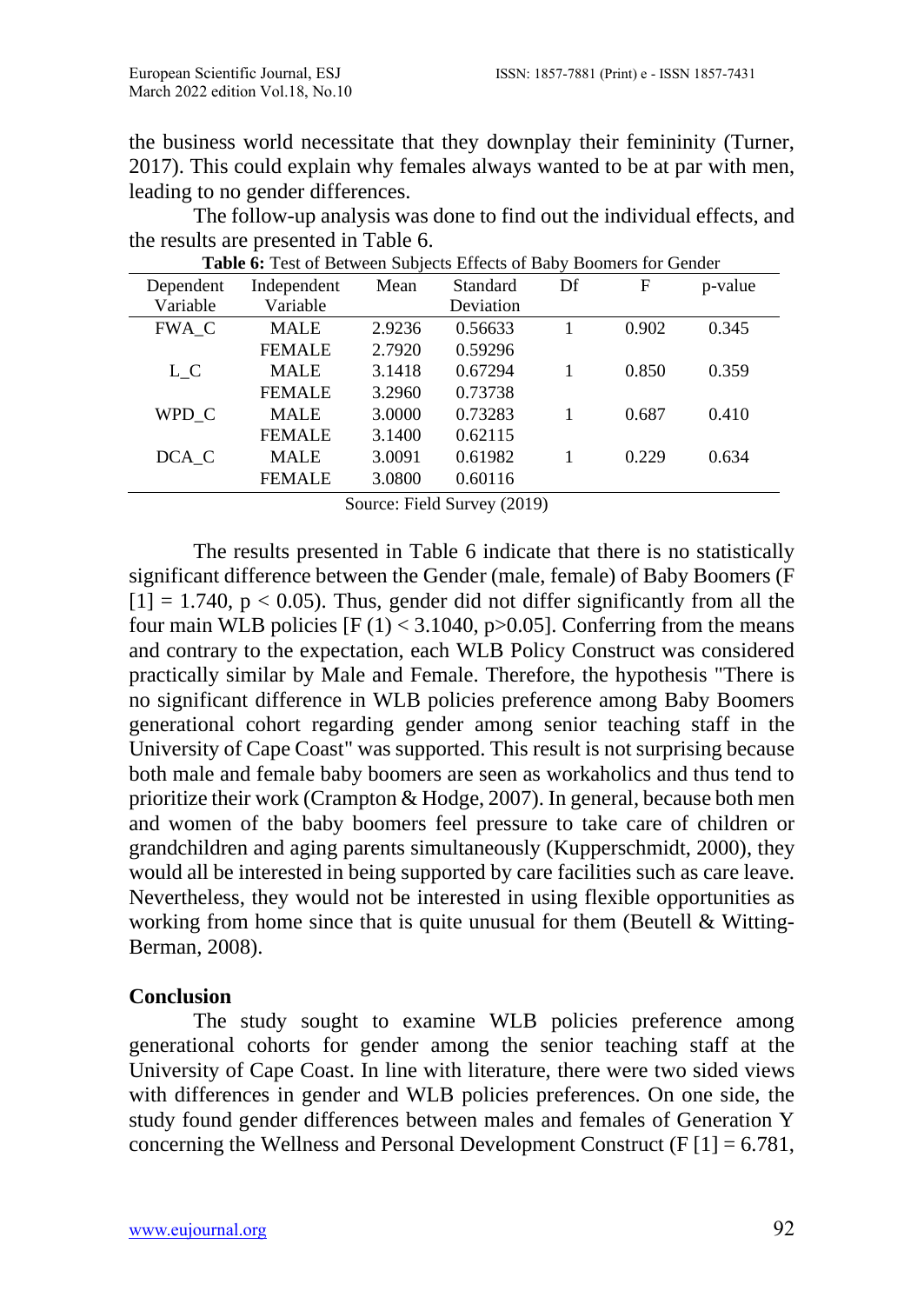the business world necessitate that they downplay their femininity (Turner, 2017). This could explain why females always wanted to be at par with men, leading to no gender differences.

The follow-up analysis was done to find out the individual effects, and the results are presented in Table 6.

**Table 6:** Test of Between Subjects Effects of Baby Boomers for Gender

| Dependent Variable | Independent Variable | Mean | Standard Deviation | Df | F | p-value |
|---|---|---|---|---|---|---|
| FWA_C | MALE | 2.9236 | 0.56633 | 1 | 0.902 | 0.345 |
| | FEMALE | 2.7920 | 0.59296 | | | |
| L_C | MALE | 3.1418 | 0.67294 | 1 | 0.850 | 0.359 |
| | FEMALE | 3.2960 | 0.73738 | | | |
| WPD_C | MALE | 3.0000 | 0.73283 | 1 | 0.687 | 0.410 |
| | FEMALE | 3.1400 | 0.62115 | | | |
| DCA_C | MALE | 3.0091 | 0.61982 | 1 | 0.229 | 0.634 |
| | FEMALE | 3.0800 | 0.60116 | | | |

Source: Field Survey (2019)

The results presented in Table 6 indicate that there is no statistically significant difference between the Gender (male, female) of Baby Boomers ($F [1] = 1.740$, $p < 0.05$). Thus, gender did not differ significantly from all the four main WLB policies [$F (1) < 3.1040$, $p>0.05$]. Conferring from the means and contrary to the expectation, each WLB Policy Construct was considered practically similar by Male and Female. Therefore, the hypothesis "There is no significant difference in WLB policies preference among Baby Boomers generational cohort regarding gender among senior teaching staff in the University of Cape Coast" was supported. This result is not surprising because both male and female baby boomers are seen as workaholics and thus tend to prioritize their work (Crampton & Hodge, 2007). In general, because both men and women of the baby boomers feel pressure to take care of children or grandchildren and aging parents simultaneously (Kupperschmidt, 2000), they would all be interested in being supported by care facilities such as care leave. Nevertheless, they would not be interested in using flexible opportunities as working from home since that is quite unusual for them (Beutell & Witting-Berman, 2008).

## Conclusion

The study sought to examine WLB policies preference among generational cohorts for gender among the senior teaching staff at the University of Cape Coast. In line with literature, there were two sided views with differences in gender and WLB policies preferences. On one side, the study found gender differences between males and females of Generation Y concerning the Wellness and Personal Development Construct ($F [1] = 6.781$,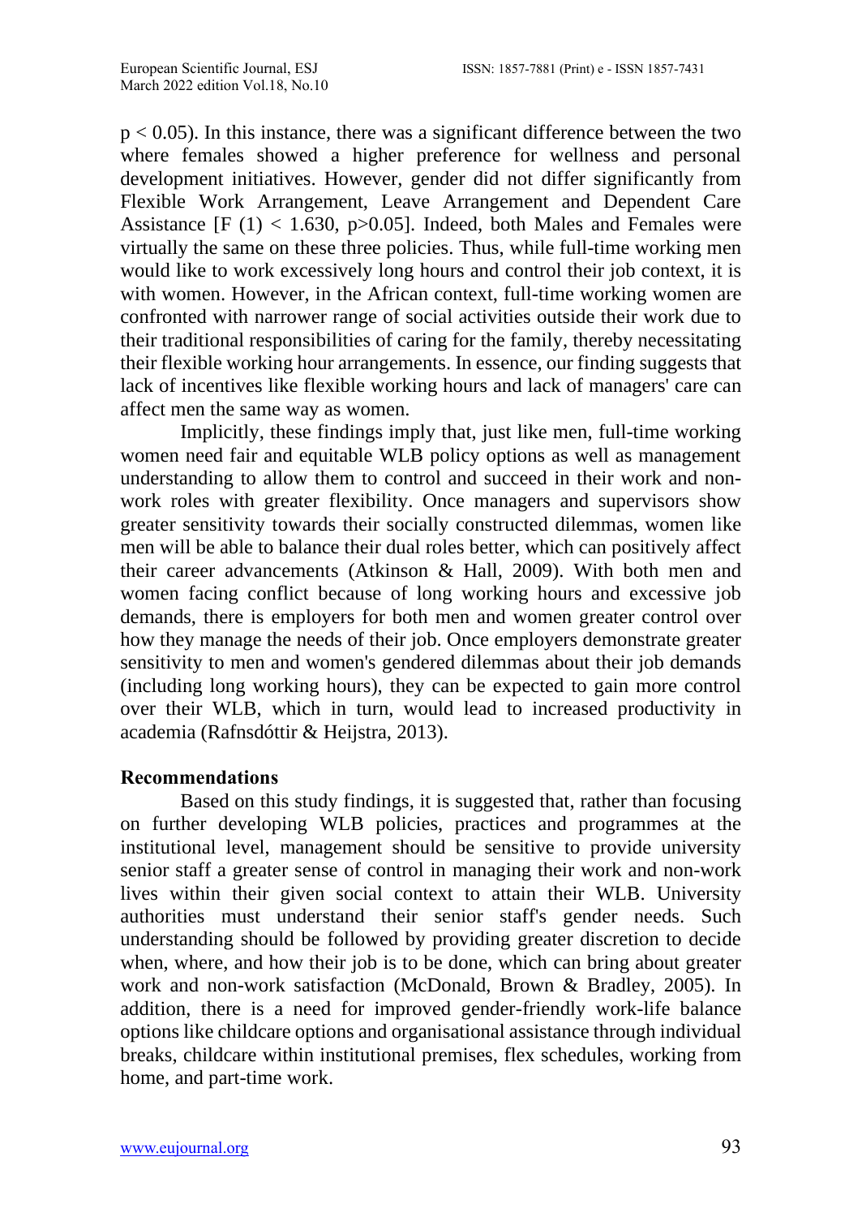$p < 0.05$). In this instance, there was a significant difference between the two where females showed a higher preference for wellness and personal development initiatives. However, gender did not differ significantly from Flexible Work Arrangement, Leave Arrangement and Dependent Care Assistance [$F\ (1) < 1.630$, $p>0.05$]. Indeed, both Males and Females were virtually the same on these three policies. Thus, while full-time working men would like to work excessively long hours and control their job context, it is with women. However, in the African context, full-time working women are confronted with narrower range of social activities outside their work due to their traditional responsibilities of caring for the family, thereby necessitating their flexible working hour arrangements. In essence, our finding suggests that lack of incentives like flexible working hours and lack of managers' care can affect men the same way as women.

Implicitly, these findings imply that, just like men, full-time working women need fair and equitable WLB policy options as well as management understanding to allow them to control and succeed in their work and non-work roles with greater flexibility. Once managers and supervisors show greater sensitivity towards their socially constructed dilemmas, women like men will be able to balance their dual roles better, which can positively affect their career advancements (Atkinson & Hall, 2009). With both men and women facing conflict because of long working hours and excessive job demands, there is employers for both men and women greater control over how they manage the needs of their job. Once employers demonstrate greater sensitivity to men and women's gendered dilemmas about their job demands (including long working hours), they can be expected to gain more control over their WLB, which in turn, would lead to increased productivity in academia (Rafnsdóttir & Heijstra, 2013).

## Recommendations

Based on this study findings, it is suggested that, rather than focusing on further developing WLB policies, practices and programmes at the institutional level, management should be sensitive to provide university senior staff a greater sense of control in managing their work and non-work lives within their given social context to attain their WLB. University authorities must understand their senior staff's gender needs. Such understanding should be followed by providing greater discretion to decide when, where, and how their job is to be done, which can bring about greater work and non-work satisfaction (McDonald, Brown & Bradley, 2005). In addition, there is a need for improved gender-friendly work-life balance options like childcare options and organisational assistance through individual breaks, childcare within institutional premises, flex schedules, working from home, and part-time work.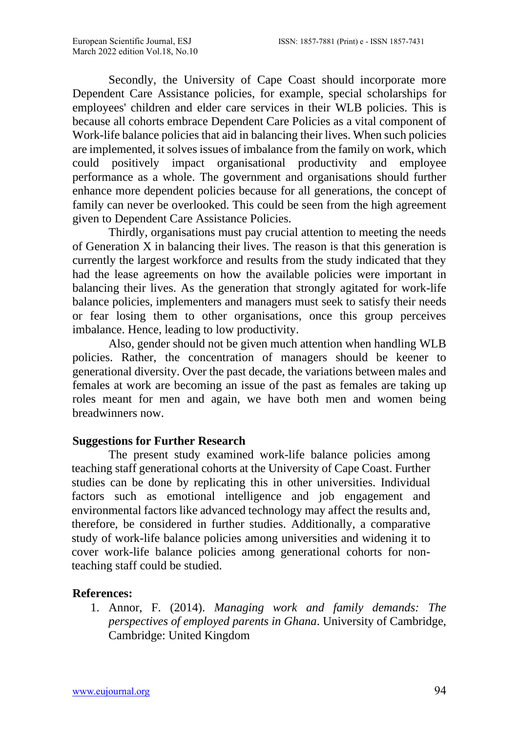Secondly, the University of Cape Coast should incorporate more Dependent Care Assistance policies, for example, special scholarships for employees' children and elder care services in their WLB policies. This is because all cohorts embrace Dependent Care Policies as a vital component of Work-life balance policies that aid in balancing their lives. When such policies are implemented, it solves issues of imbalance from the family on work, which could positively impact organisational productivity and employee performance as a whole. The government and organisations should further enhance more dependent policies because for all generations, the concept of family can never be overlooked. This could be seen from the high agreement given to Dependent Care Assistance Policies.

Thirdly, organisations must pay crucial attention to meeting the needs of Generation X in balancing their lives. The reason is that this generation is currently the largest workforce and results from the study indicated that they had the lease agreements on how the available policies were important in balancing their lives. As the generation that strongly agitated for work-life balance policies, implementers and managers must seek to satisfy their needs or fear losing them to other organisations, once this group perceives imbalance. Hence, leading to low productivity.

Also, gender should not be given much attention when handling WLB policies. Rather, the concentration of managers should be keener to generational diversity. Over the past decade, the variations between males and females at work are becoming an issue of the past as females are taking up roles meant for men and again, we have both men and women being breadwinners now.

**Suggestions for Further Research**

The present study examined work-life balance policies among teaching staff generational cohorts at the University of Cape Coast. Further studies can be done by replicating this in other universities. Individual factors such as emotional intelligence and job engagement and environmental factors like advanced technology may affect the results and, therefore, be considered in further studies. Additionally, a comparative study of work-life balance policies among universities and widening it to cover work-life balance policies among generational cohorts for non-teaching staff could be studied.

**References:**

1. Annor, F. (2014). *Managing work and family demands: The perspectives of employed parents in Ghana*. University of Cambridge, Cambridge: United Kingdom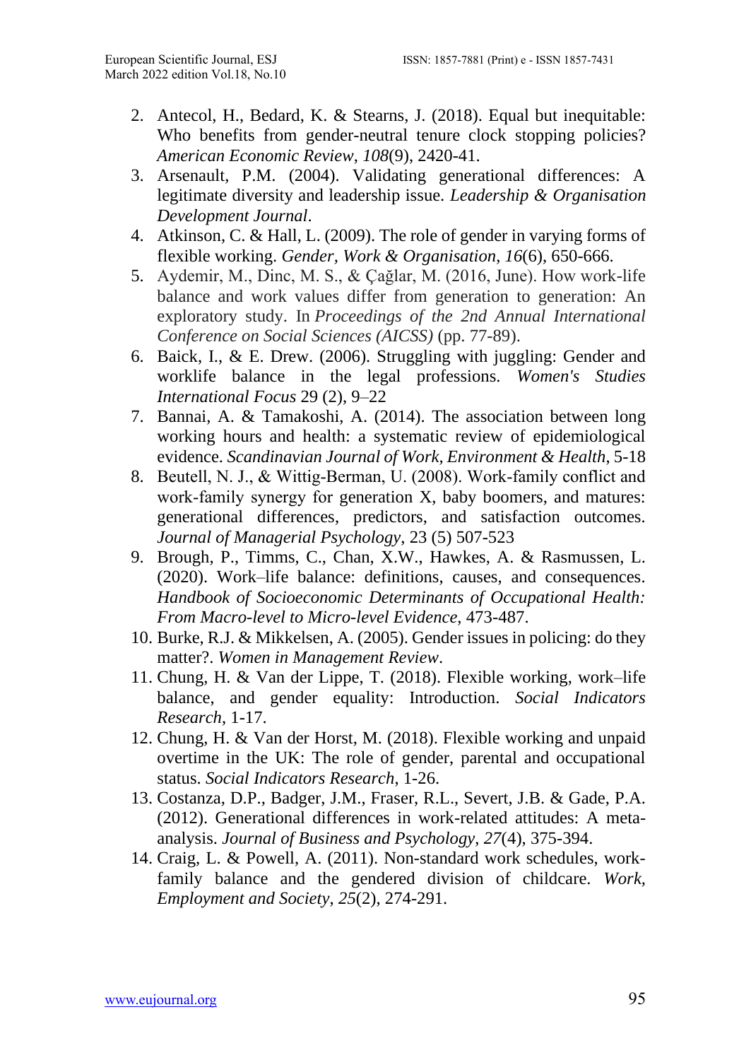2. Antecol, H., Bedard, K. & Stearns, J. (2018). Equal but inequitable: Who benefits from gender-neutral tenure clock stopping policies? *American Economic Review*, *108*(9), 2420-41.
3. Arsenault, P.M. (2004). Validating generational differences: A legitimate diversity and leadership issue. *Leadership & Organisation Development Journal*.
4. Atkinson, C. & Hall, L. (2009). The role of gender in varying forms of flexible working. *Gender, Work & Organisation*, *16*(6), 650-666.
5. Aydemir, M., Dinc, M. S., & Çağlar, M. (2016, June). How work-life balance and work values differ from generation to generation: An exploratory study. In *Proceedings of the 2nd Annual International Conference on Social Sciences (AICSS)* (pp. 77-89).
6. Baick, I., & E. Drew. (2006). Struggling with juggling: Gender and worklife balance in the legal professions. *Women's Studies International Focus* 29 (2), 9–22
7. Bannai, A. & Tamakoshi, A. (2014). The association between long working hours and health: a systematic review of epidemiological evidence. *Scandinavian Journal of Work, Environment & Health*, 5-18
8. Beutell, N. J., & Wittig-Berman, U. (2008). Work-family conflict and work-family synergy for generation X, baby boomers, and matures: generational differences, predictors, and satisfaction outcomes. *Journal of Managerial Psychology*, 23 (5) 507-523
9. Brough, P., Timms, C., Chan, X.W., Hawkes, A. & Rasmussen, L. (2020). Work–life balance: definitions, causes, and consequences. *Handbook of Socioeconomic Determinants of Occupational Health: From Macro-level to Micro-level Evidence*, 473-487.
10. Burke, R.J. & Mikkelsen, A. (2005). Gender issues in policing: do they matter?. *Women in Management Review*.
11. Chung, H. & Van der Lippe, T. (2018). Flexible working, work–life balance, and gender equality: Introduction. *Social Indicators Research*, 1-17.
12. Chung, H. & Van der Horst, M. (2018). Flexible working and unpaid overtime in the UK: The role of gender, parental and occupational status. *Social Indicators Research*, 1-26.
13. Costanza, D.P., Badger, J.M., Fraser, R.L., Severt, J.B. & Gade, P.A. (2012). Generational differences in work-related attitudes: A meta-analysis. *Journal of Business and Psychology*, *27*(4), 375-394.
14. Craig, L. & Powell, A. (2011). Non-standard work schedules, work-family balance and the gendered division of childcare. *Work, Employment and Society*, *25*(2), 274-291.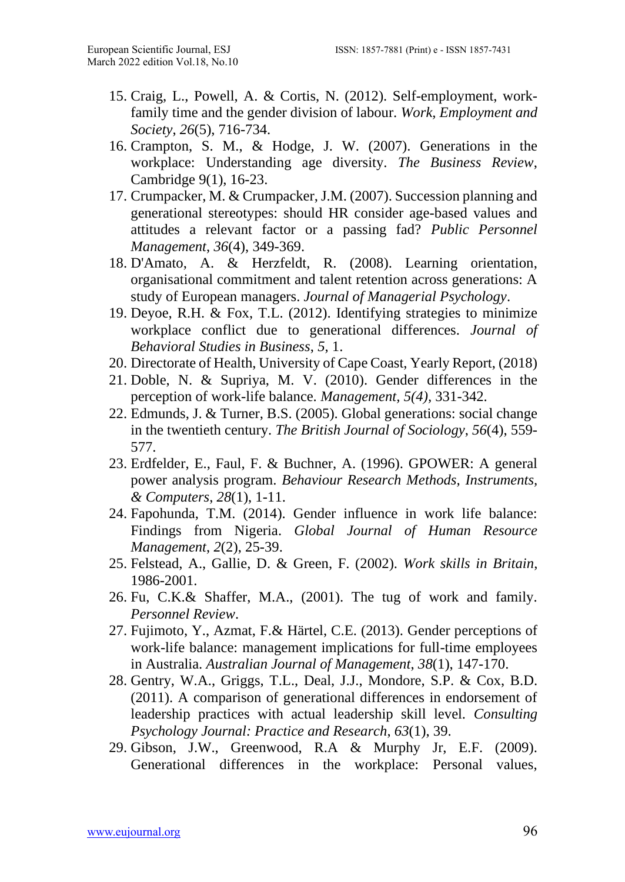15. Craig, L., Powell, A. & Cortis, N. (2012). Self-employment, work-family time and the gender division of labour. *Work, Employment and Society*, *26*(5), 716-734.
16. Crampton, S. M., & Hodge, J. W. (2007). Generations in the workplace: Understanding age diversity. *The Business Review*, Cambridge 9(1), 16-23.
17. Crumpacker, M. & Crumpacker, J.M. (2007). Succession planning and generational stereotypes: should HR consider age-based values and attitudes a relevant factor or a passing fad? *Public Personnel Management*, *36*(4), 349-369.
18. D'Amato, A. & Herzfeldt, R. (2008). Learning orientation, organisational commitment and talent retention across generations: A study of European managers. *Journal of Managerial Psychology*.
19. Deyoe, R.H. & Fox, T.L. (2012). Identifying strategies to minimize workplace conflict due to generational differences. *Journal of Behavioral Studies in Business*, *5*, 1.
20. Directorate of Health, University of Cape Coast, Yearly Report, (2018)
21. Doble, N. & Supriya, M. V. (2010). Gender differences in the perception of work-life balance. *Management*, *5(4)*, 331-342.
22. Edmunds, J. & Turner, B.S. (2005). Global generations: social change in the twentieth century. *The British Journal of Sociology*, *56*(4), 559-577.
23. Erdfelder, E., Faul, F. & Buchner, A. (1996). GPOWER: A general power analysis program. *Behaviour Research Methods, Instruments, & Computers*, *28*(1), 1-11.
24. Fapohunda, T.M. (2014). Gender influence in work life balance: Findings from Nigeria. *Global Journal of Human Resource Management*, *2*(2), 25-39.
25. Felstead, A., Gallie, D. & Green, F. (2002). *Work skills in Britain*, 1986-2001.
26. Fu, C.K.& Shaffer, M.A., (2001). The tug of work and family. *Personnel Review*.
27. Fujimoto, Y., Azmat, F.& Härtel, C.E. (2013). Gender perceptions of work-life balance: management implications for full-time employees in Australia. *Australian Journal of Management*, *38*(1), 147-170.
28. Gentry, W.A., Griggs, T.L., Deal, J.J., Mondore, S.P. & Cox, B.D. (2011). A comparison of generational differences in endorsement of leadership practices with actual leadership skill level. *Consulting Psychology Journal: Practice and Research*, *63*(1), 39.
29. Gibson, J.W., Greenwood, R.A & Murphy Jr, E.F. (2009). Generational differences in the workplace: Personal values,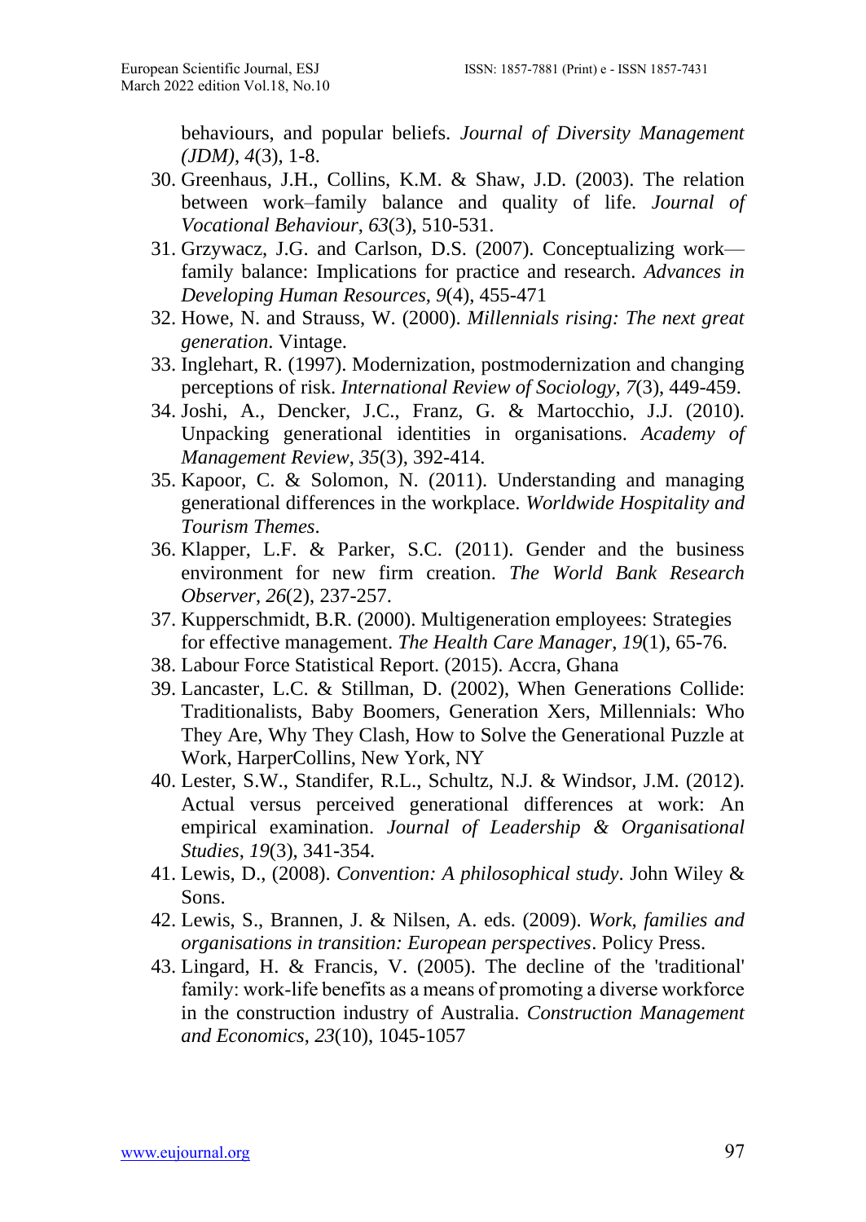behaviours, and popular beliefs. *Journal of Diversity Management (JDM)*, *4*(3), 1-8.

30. Greenhaus, J.H., Collins, K.M. & Shaw, J.D. (2003). The relation between work–family balance and quality of life. *Journal of Vocational Behaviour*, *63*(3), 510-531.
31. Grzywacz, J.G. and Carlson, D.S. (2007). Conceptualizing work—family balance: Implications for practice and research. *Advances in Developing Human Resources*, *9*(4), 455-471
32. Howe, N. and Strauss, W. (2000). *Millennials rising: The next great generation*. Vintage.
33. Inglehart, R. (1997). Modernization, postmodernization and changing perceptions of risk. *International Review of Sociology*, *7*(3), 449-459.
34. Joshi, A., Dencker, J.C., Franz, G. & Martocchio, J.J. (2010). Unpacking generational identities in organisations. *Academy of Management Review*, *35*(3), 392-414.
35. Kapoor, C. & Solomon, N. (2011). Understanding and managing generational differences in the workplace. *Worldwide Hospitality and Tourism Themes*.
36. Klapper, L.F. & Parker, S.C. (2011). Gender and the business environment for new firm creation. *The World Bank Research Observer*, *26*(2), 237-257.
37. Kupperschmidt, B.R. (2000). Multigeneration employees: Strategies for effective management. *The Health Care Manager*, *19*(1), 65-76.
38. Labour Force Statistical Report. (2015). Accra, Ghana
39. Lancaster, L.C. & Stillman, D. (2002), When Generations Collide: Traditionalists, Baby Boomers, Generation Xers, Millennials: Who They Are, Why They Clash, How to Solve the Generational Puzzle at Work, HarperCollins, New York, NY
40. Lester, S.W., Standifer, R.L., Schultz, N.J. & Windsor, J.M. (2012). Actual versus perceived generational differences at work: An empirical examination. *Journal of Leadership & Organisational Studies*, *19*(3), 341-354.
41. Lewis, D., (2008). *Convention: A philosophical study*. John Wiley & Sons.
42. Lewis, S., Brannen, J. & Nilsen, A. eds. (2009). *Work, families and organisations in transition: European perspectives*. Policy Press.
43. Lingard, H. & Francis, V. (2005). The decline of the 'traditional' family: work-life benefits as a means of promoting a diverse workforce in the construction industry of Australia. *Construction Management and Economics*, *23*(10), 1045-1057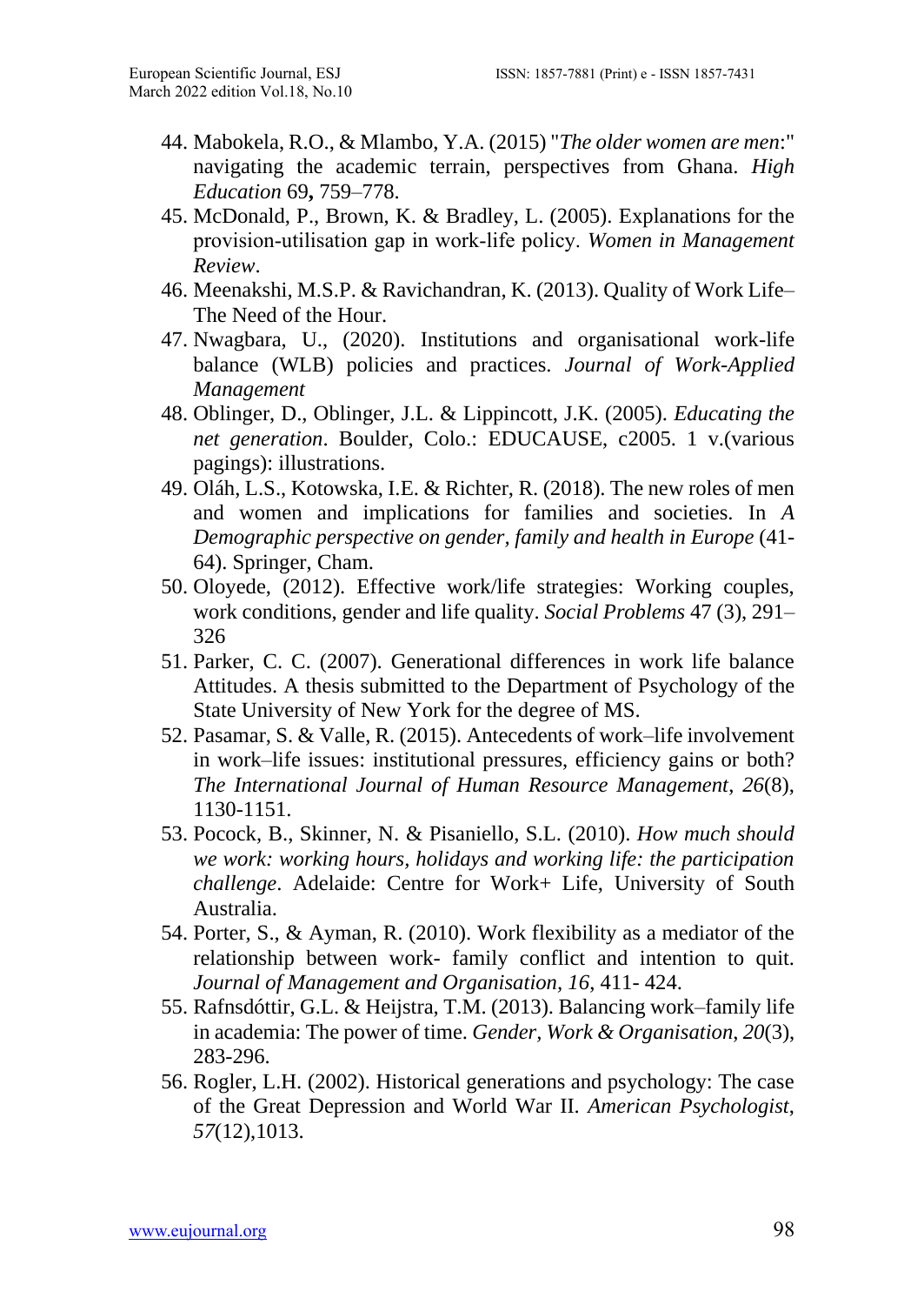44. Mabokela, R.O., & Mlambo, Y.A. (2015) "*The older women are men*:" navigating the academic terrain, perspectives from Ghana. *High Education* 69**,** 759–778.
45. McDonald, P., Brown, K. & Bradley, L. (2005). Explanations for the provision-utilisation gap in work-life policy. *Women in Management Review*.
46. Meenakshi, M.S.P. & Ravichandran, K. (2013). Quality of Work Life– The Need of the Hour.
47. Nwagbara, U., (2020). Institutions and organisational work-life balance (WLB) policies and practices. *Journal of Work-Applied Management*
48. Oblinger, D., Oblinger, J.L. & Lippincott, J.K. (2005). *Educating the net generation*. Boulder, Colo.: EDUCAUSE, c2005. 1 v.(various pagings): illustrations.
49. Oláh, L.S., Kotowska, I.E. & Richter, R. (2018). The new roles of men and women and implications for families and societies. In *A Demographic perspective on gender, family and health in Europe* (41-64). Springer, Cham.
50. Oloyede, (2012). Effective work/life strategies: Working couples, work conditions, gender and life quality. *Social Problems* 47 (3), 291–326
51. Parker, C. C. (2007). Generational differences in work life balance Attitudes. A thesis submitted to the Department of Psychology of the State University of New York for the degree of MS.
52. Pasamar, S. & Valle, R. (2015). Antecedents of work–life involvement in work–life issues: institutional pressures, efficiency gains or both? *The International Journal of Human Resource Management*, *26*(8), 1130-1151.
53. Pocock, B., Skinner, N. & Pisaniello, S.L. (2010). *How much should we work: working hours, holidays and working life: the participation challenge*. Adelaide: Centre for Work+ Life, University of South Australia.
54. Porter, S., & Ayman, R. (2010). Work flexibility as a mediator of the relationship between work- family conflict and intention to quit. *Journal of Management and Organisation*, *16*, 411- 424.
55. Rafnsdóttir, G.L. & Heijstra, T.M. (2013). Balancing work–family life in academia: The power of time. *Gender, Work & Organisation*, *20*(3), 283-296.
56. Rogler, L.H. (2002). Historical generations and psychology: The case of the Great Depression and World War II. *American Psychologist*, *57*(12),1013.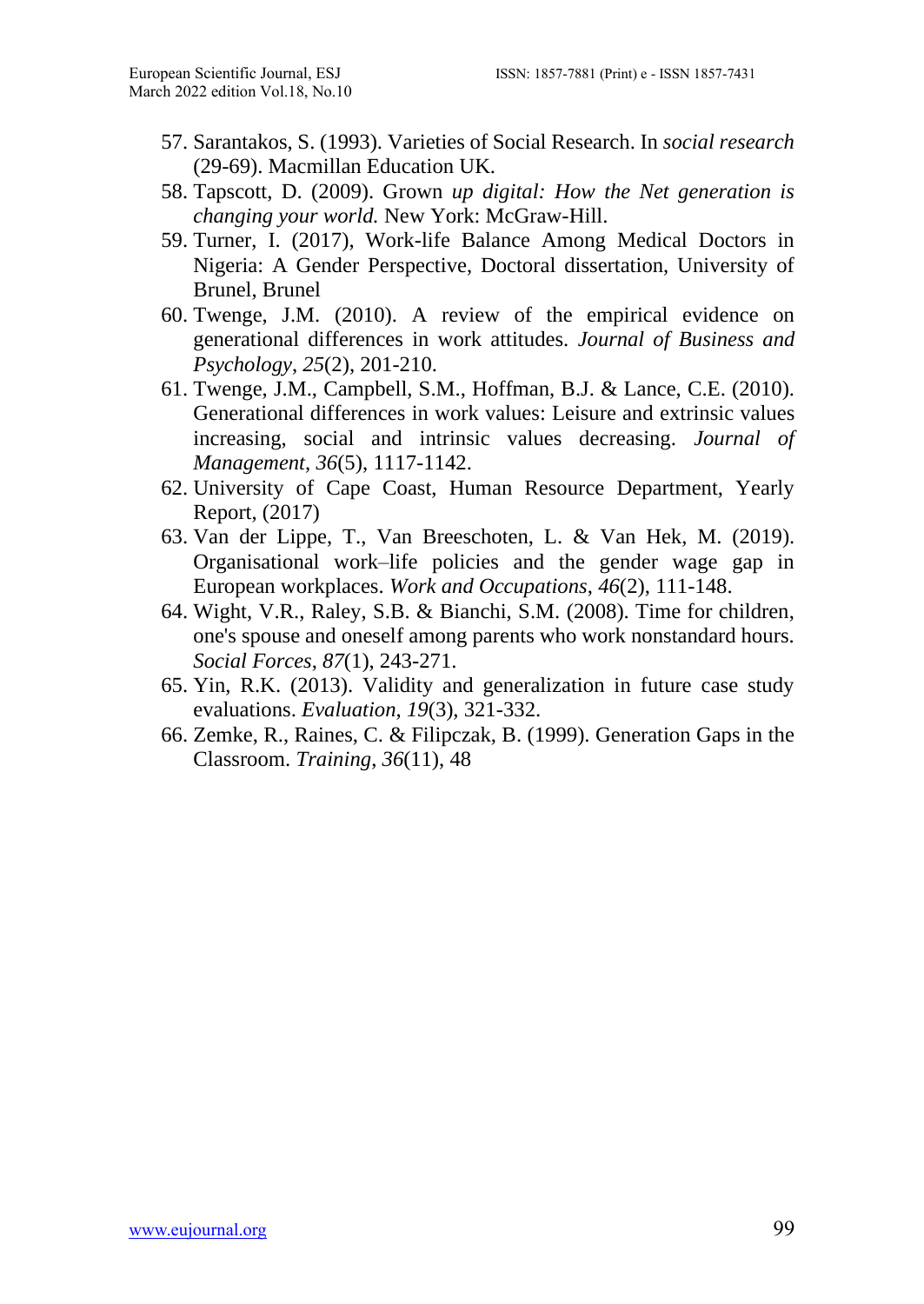57. Sarantakos, S. (1993). Varieties of Social Research. In *social research* (29-69). Macmillan Education UK.
58. Tapscott, D. (2009). Grown *up digital: How the Net generation is changing your world.* New York: McGraw-Hill.
59. Turner, I. (2017), Work-life Balance Among Medical Doctors in Nigeria: A Gender Perspective, Doctoral dissertation, University of Brunel, Brunel
60. Twenge, J.M. (2010). A review of the empirical evidence on generational differences in work attitudes. *Journal of Business and Psychology*, *25*(2), 201-210.
61. Twenge, J.M., Campbell, S.M., Hoffman, B.J. & Lance, C.E. (2010). Generational differences in work values: Leisure and extrinsic values increasing, social and intrinsic values decreasing. *Journal of Management*, *36*(5), 1117-1142.
62. University of Cape Coast, Human Resource Department, Yearly Report, (2017)
63. Van der Lippe, T., Van Breeschoten, L. & Van Hek, M. (2019). Organisational work–life policies and the gender wage gap in European workplaces. *Work and Occupations*, *46*(2), 111-148.
64. Wight, V.R., Raley, S.B. & Bianchi, S.M. (2008). Time for children, one's spouse and oneself among parents who work nonstandard hours. *Social Forces*, *87*(1), 243-271.
65. Yin, R.K. (2013). Validity and generalization in future case study evaluations. *Evaluation*, *19*(3), 321-332.
66. Zemke, R., Raines, C. & Filipczak, B. (1999). Generation Gaps in the Classroom. *Training*, *36*(11), 48